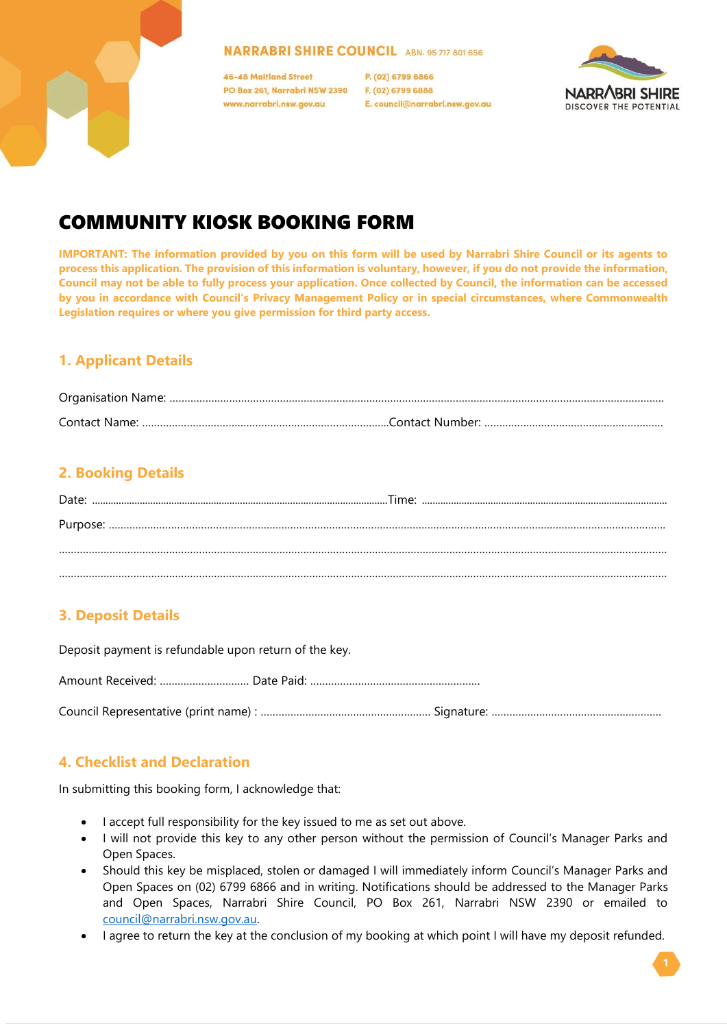NARRABRI SHIRE COUNCIL ABN. 95 717 801 656

46-48 Maitland Street
PO Box 261, Narrabri NSW 2390
www.narrabri.nsw.gov.au

P. (02) 6799 6866
F. (02) 6799 6888
E. council@narrabri.nsw.gov.au

NARRABRI SHIRE
DISCOVER THE POTENTIAL

# COMMUNITY KIOSK BOOKING FORM

**IMPORTANT: The information provided by you on this form will be used by Narrabri Shire Council or its agents to process this application. The provision of this information is voluntary, however, if you do not provide the information, Council may not be able to fully process your application. Once collected by Council, the information can be accessed by you in accordance with Council's Privacy Management Policy or in special circumstances, where Commonwealth Legislation requires or where you give permission for third party access.**

## 1. Applicant Details

Organisation Name: ..........................................................................................................................................................

Contact Name: ..............................................................................Contact Number: ...............................................................

## 2. Booking Details

Date: ..............................................................................................................Time: .............................................................................................

Purpose: ..........................................................................................................................................................................

..........................................................................................................................................................................................

..........................................................................................................................................................................................

## 3. Deposit Details

Deposit payment is refundable upon return of the key.

Amount Received: .............................. Date Paid: .........................................................

Council Representative (print name) : ......................................................... Signature: .........................................................

## 4. Checklist and Declaration

In submitting this booking form, I acknowledge that:

- I accept full responsibility for the key issued to me as set out above.
- I will not provide this key to any other person without the permission of Council's Manager Parks and Open Spaces.
- Should this key be misplaced, stolen or damaged I will immediately inform Council's Manager Parks and Open Spaces on (02) 6799 6866 and in writing. Notifications should be addressed to the Manager Parks and Open Spaces, Narrabri Shire Council, PO Box 261, Narrabri NSW 2390 or emailed to council@narrabri.nsw.gov.au.
- I agree to return the key at the conclusion of my booking at which point I will have my deposit refunded.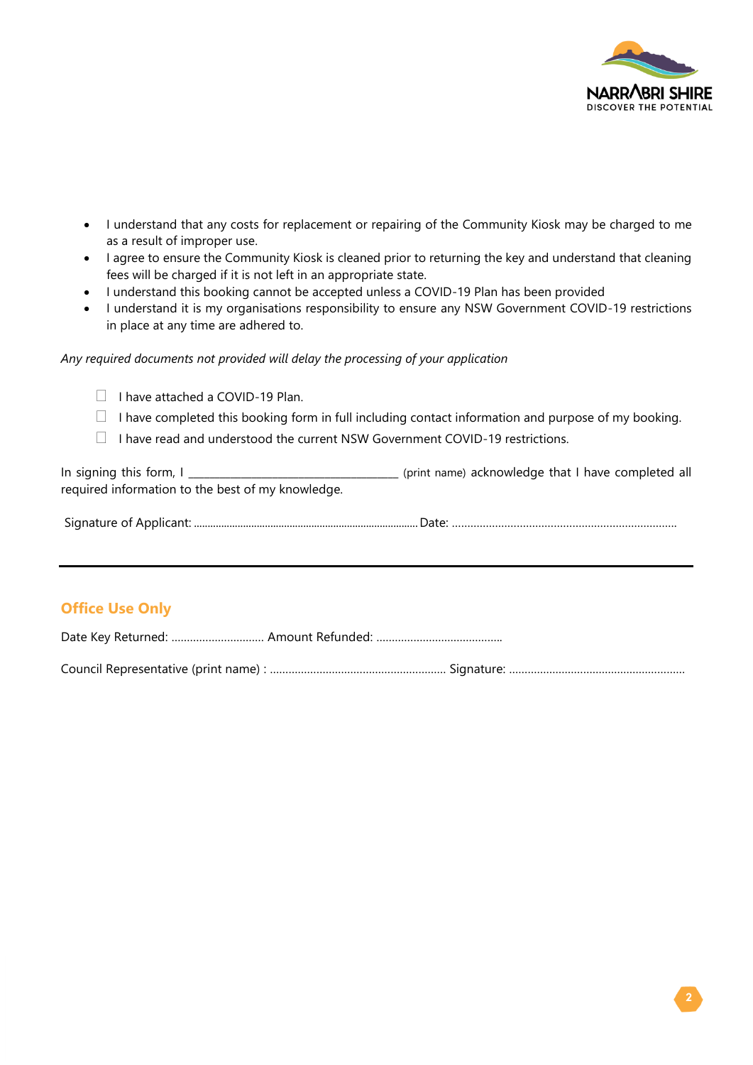- I understand that any costs for replacement or repairing of the Community Kiosk may be charged to me as a result of improper use.
- I agree to ensure the Community Kiosk is cleaned prior to returning the key and understand that cleaning fees will be charged if it is not left in an appropriate state.
- I understand this booking cannot be accepted unless a COVID-19 Plan has been provided
- I understand it is my organisations responsibility to ensure any NSW Government COVID-19 restrictions in place at any time are adhered to.

*Any required documents not provided will delay the processing of your application*

- ☐ I have attached a COVID-19 Plan.
- ☐ I have completed this booking form in full including contact information and purpose of my booking.
- ☐ I have read and understood the current NSW Government COVID-19 restrictions.

In signing this form, I ____________________________________ (print name) acknowledge that I have completed all required information to the best of my knowledge.

Signature of Applicant: ................................................................................ Date: .........................................................................

---

## Office Use Only

Date Key Returned: .............................. Amount Refunded: .........................................

Council Representative (print name) : .......................................................... Signature: ..........................................................